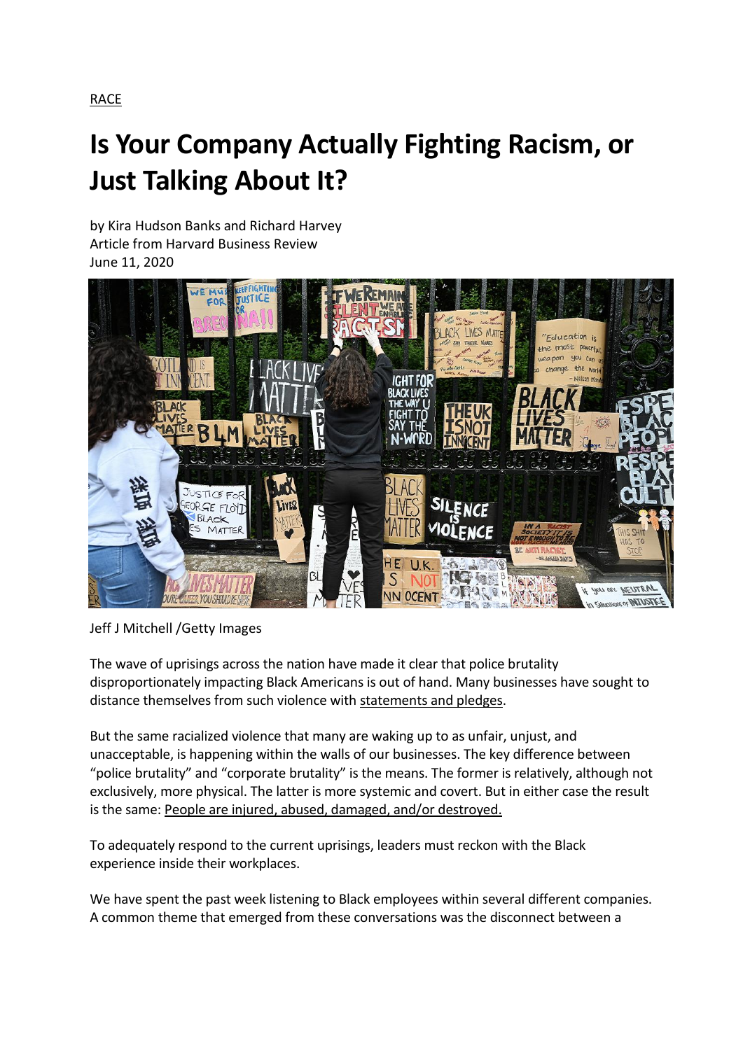RACE

# Is Your Company Actually Fighting Racism, or Just Talking About It?

by Kira Hudson Banks and Richard Harvey
Article from Harvard Business Review
June 11, 2020

Jeff J Mitchell /Getty Images

The wave of uprisings across the nation have made it clear that police brutality disproportionately impacting Black Americans is out of hand. Many businesses have sought to distance themselves from such violence with statements and pledges.

But the same racialized violence that many are waking up to as unfair, unjust, and unacceptable, is happening within the walls of our businesses. The key difference between "police brutality" and "corporate brutality" is the means. The former is relatively, although not exclusively, more physical. The latter is more systemic and covert. But in either case the result is the same: People are injured, abused, damaged, and/or destroyed.

To adequately respond to the current uprisings, leaders must reckon with the Black experience inside their workplaces.

We have spent the past week listening to Black employees within several different companies. A common theme that emerged from these conversations was the disconnect between a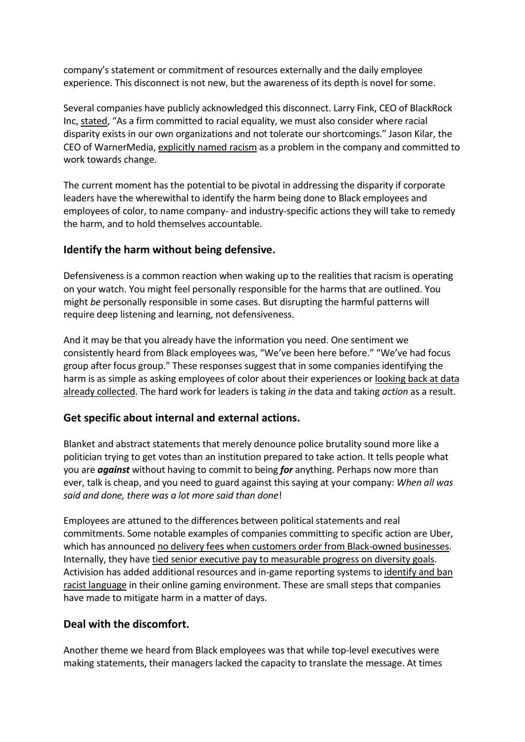company's statement or commitment of resources externally and the daily employee experience. This disconnect is not new, but the awareness of its depth is novel for some.

Several companies have publicly acknowledged this disconnect. Larry Fink, CEO of BlackRock Inc, stated, "As a firm committed to racial equality, we must also consider where racial disparity exists in our own organizations and not tolerate our shortcomings." Jason Kilar, the CEO of WarnerMedia, explicitly named racism as a problem in the company and committed to work towards change.

The current moment has the potential to be pivotal in addressing the disparity if corporate leaders have the wherewithal to identify the harm being done to Black employees and employees of color, to name company- and industry-specific actions they will take to remedy the harm, and to hold themselves accountable.

## Identify the harm without being defensive.

Defensiveness is a common reaction when waking up to the realities that racism is operating on your watch. You might feel personally responsible for the harms that are outlined. You might *be* personally responsible in some cases. But disrupting the harmful patterns will require deep listening and learning, not defensiveness.

And it may be that you already have the information you need. One sentiment we consistently heard from Black employees was, "We've been here before." "We've had focus group after focus group." These responses suggest that in some companies identifying the harm is as simple as asking employees of color about their experiences or looking back at data already collected. The hard work for leaders is taking *in* the data and taking *action* as a result.

## Get specific about internal and external actions.

Blanket and abstract statements that merely denounce police brutality sound more like a politician trying to get votes than an institution prepared to take action. It tells people what you are ***against*** without having to commit to being ***for*** anything. Perhaps now more than ever, talk is cheap, and you need to guard against this saying at your company: *When all was said and done, there was a lot more said than done*!

Employees are attuned to the differences between political statements and real commitments. Some notable examples of companies committing to specific action are Uber, which has announced no delivery fees when customers order from Black-owned businesses. Internally, they have tied senior executive pay to measurable progress on diversity goals. Activision has added additional resources and in-game reporting systems to identify and ban racist language in their online gaming environment. These are small steps that companies have made to mitigate harm in a matter of days.

## Deal with the discomfort.

Another theme we heard from Black employees was that while top-level executives were making statements, their managers lacked the capacity to translate the message. At times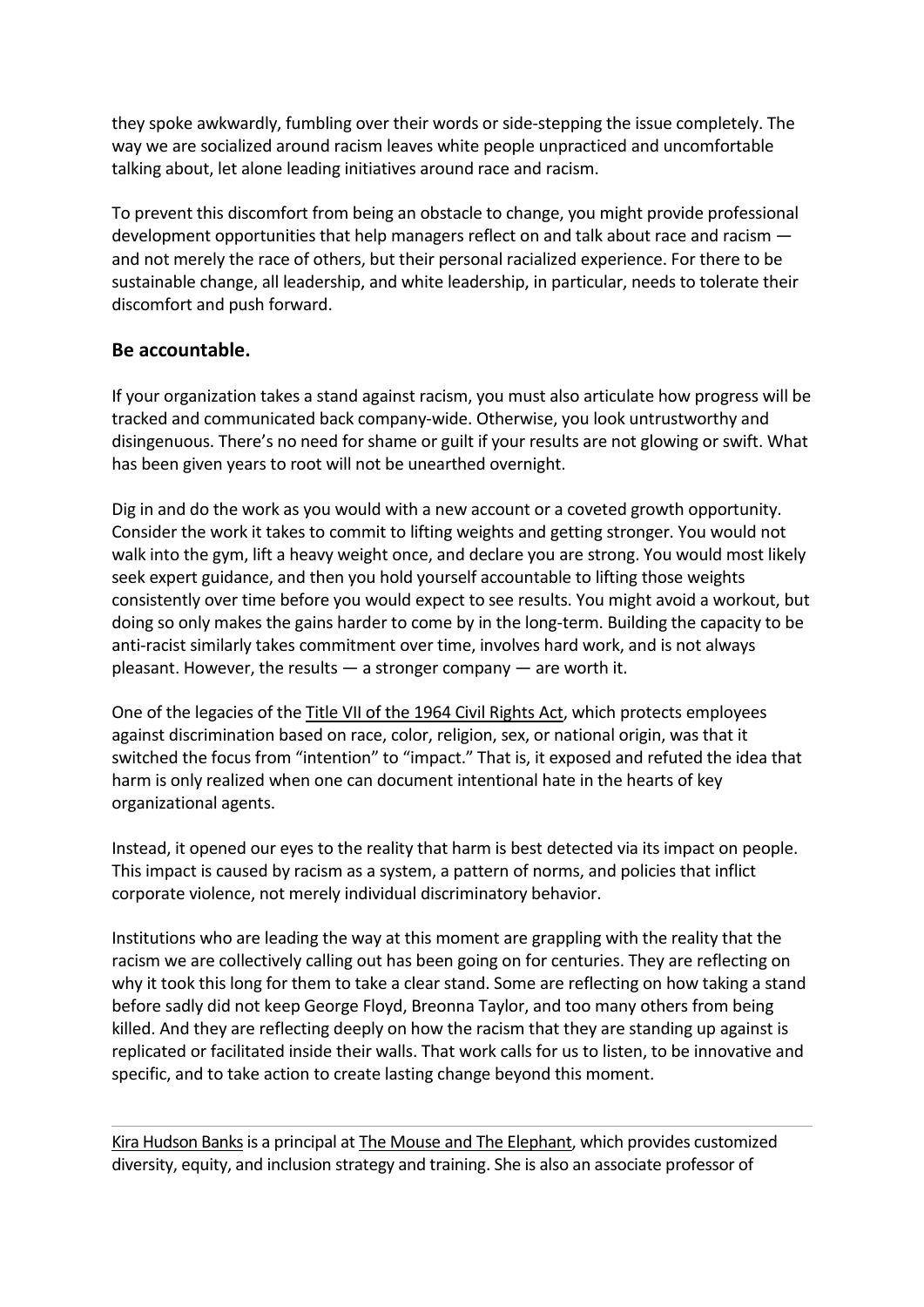they spoke awkwardly, fumbling over their words or side-stepping the issue completely. The way we are socialized around racism leaves white people unpracticed and uncomfortable talking about, let alone leading initiatives around race and racism.

To prevent this discomfort from being an obstacle to change, you might provide professional development opportunities that help managers reflect on and talk about race and racism — and not merely the race of others, but their personal racialized experience. For there to be sustainable change, all leadership, and white leadership, in particular, needs to tolerate their discomfort and push forward.

## Be accountable.

If your organization takes a stand against racism, you must also articulate how progress will be tracked and communicated back company-wide. Otherwise, you look untrustworthy and disingenuous. There's no need for shame or guilt if your results are not glowing or swift. What has been given years to root will not be unearthed overnight.

Dig in and do the work as you would with a new account or a coveted growth opportunity. Consider the work it takes to commit to lifting weights and getting stronger. You would not walk into the gym, lift a heavy weight once, and declare you are strong. You would most likely seek expert guidance, and then you hold yourself accountable to lifting those weights consistently over time before you would expect to see results. You might avoid a workout, but doing so only makes the gains harder to come by in the long-term. Building the capacity to be anti-racist similarly takes commitment over time, involves hard work, and is not always pleasant. However, the results — a stronger company — are worth it.

One of the legacies of the Title VII of the 1964 Civil Rights Act, which protects employees against discrimination based on race, color, religion, sex, or national origin, was that it switched the focus from "intention" to "impact." That is, it exposed and refuted the idea that harm is only realized when one can document intentional hate in the hearts of key organizational agents.

Instead, it opened our eyes to the reality that harm is best detected via its impact on people. This impact is caused by racism as a system, a pattern of norms, and policies that inflict corporate violence, not merely individual discriminatory behavior.

Institutions who are leading the way at this moment are grappling with the reality that the racism we are collectively calling out has been going on for centuries. They are reflecting on why it took this long for them to take a clear stand. Some are reflecting on how taking a stand before sadly did not keep George Floyd, Breonna Taylor, and too many others from being killed. And they are reflecting deeply on how the racism that they are standing up against is replicated or facilitated inside their walls. That work calls for us to listen, to be innovative and specific, and to take action to create lasting change beyond this moment.

---

Kira Hudson Banks is a principal at The Mouse and The Elephant, which provides customized diversity, equity, and inclusion strategy and training. She is also an associate professor of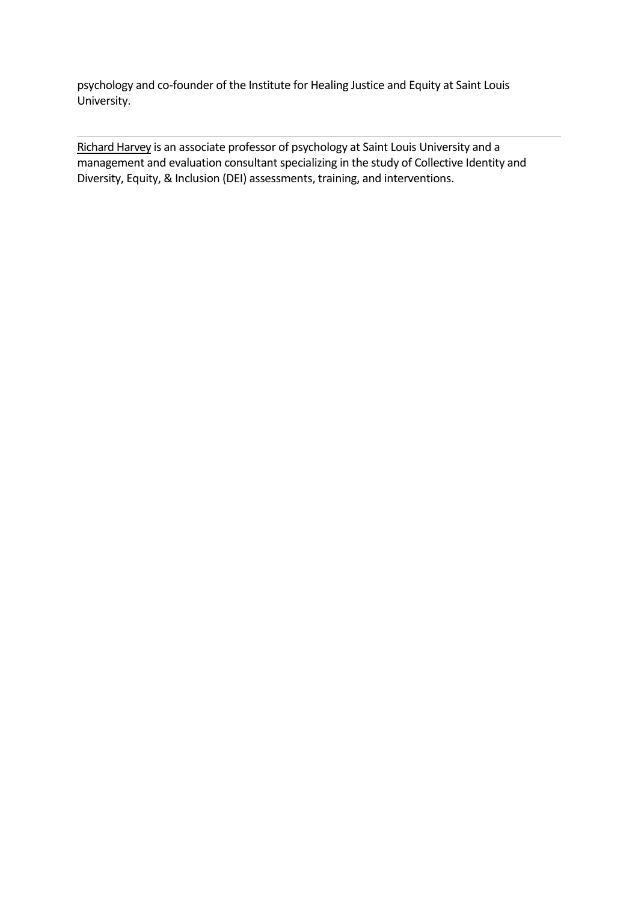psychology and co-founder of the Institute for Healing Justice and Equity at Saint Louis University.

---

Richard Harvey is an associate professor of psychology at Saint Louis University and a management and evaluation consultant specializing in the study of Collective Identity and Diversity, Equity, & Inclusion (DEI) assessments, training, and interventions.